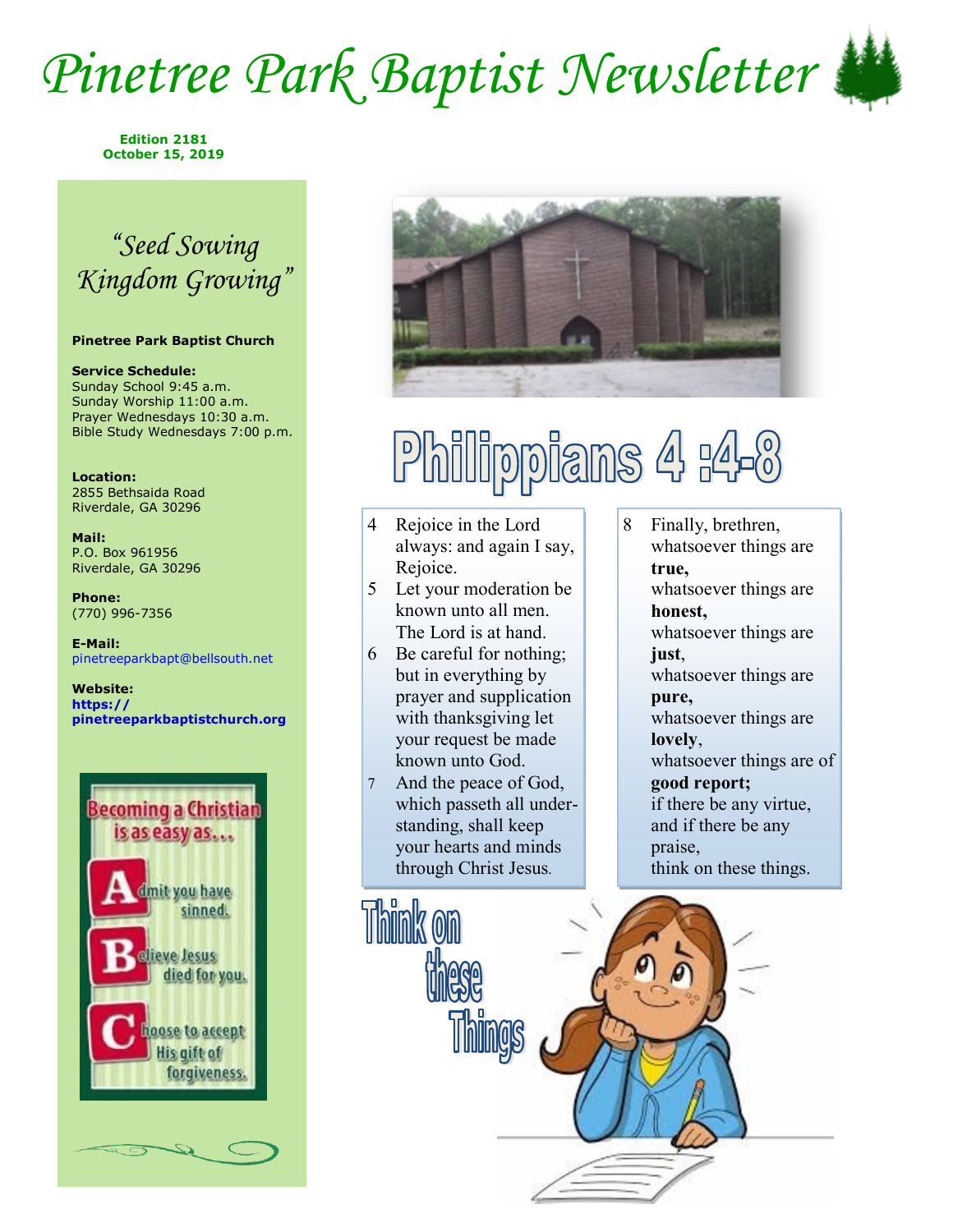# Pinetree Park Baptist Newsletter

**Edition 2181**
**October 15, 2019**

*"Seed Sowing Kingdom Growing"*

**Pinetree Park Baptist Church**

**Service Schedule:**
Sunday School 9:45 a.m.
Sunday Worship 11:00 a.m.
Prayer Wednesdays 10:30 a.m.
Bible Study Wednesdays 7:00 p.m.

**Location:**
2855 Bethsaida Road
Riverdale, GA 30296

**Mail:**
P.O. Box 961956
Riverdale, GA 30296

**Phone:**
(770) 996-7356

**E-Mail:**
pinetreeparkbapt@bellsouth.net

**Website:**
**https://pinetreeparkbaptistchurch.org**

Becoming a Christian is as easy as…

**A**dmit you have sinned.

**B**elieve Jesus died for you.

**C**hoose to accept His gift of forgiveness.

# Philippians 4 :4-8

4 Rejoice in the Lord always: and again I say, Rejoice.

5 Let your moderation be known unto all men. The Lord is at hand.

6 Be careful for nothing; but in everything by prayer and supplication with thanksgiving let your request be made known unto God.

7 And the peace of God, which passeth all understanding, shall keep your hearts and minds through Christ Jesus.

8 Finally, brethren,
whatsoever things are **true,**
whatsoever things are **honest,**
whatsoever things are **just**,
whatsoever things are **pure,**
whatsoever things are **lovely**,
whatsoever things are of **good report;**
if there be any virtue,
and if there be any praise,
think on these things.

## Think on these Things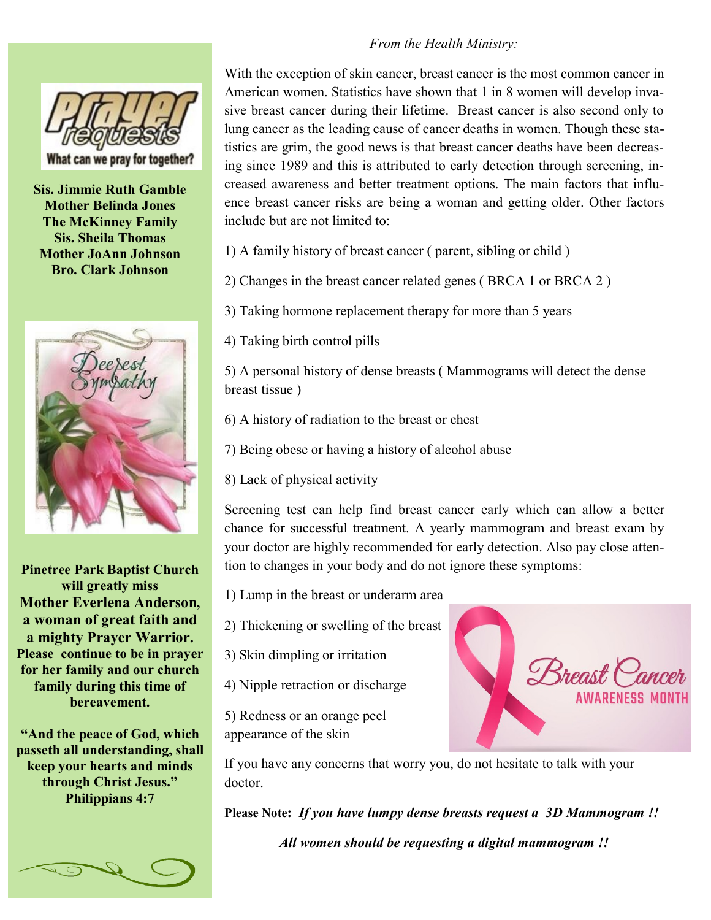**Sis. Jimmie Ruth Gamble**
**Mother Belinda Jones**
**The McKinney Family**
**Sis. Sheila Thomas**
**Mother JoAnn Johnson**
**Bro. Clark Johnson**

**Pinetree Park Baptist Church will greatly miss Mother Everlena Anderson, a woman of great faith and a mighty Prayer Warrior. Please continue to be in prayer for her family and our church family during this time of bereavement.**

**"And the peace of God, which passeth all understanding, shall keep your hearts and minds through Christ Jesus." Philippians 4:7**

*From the Health Ministry:*

With the exception of skin cancer, breast cancer is the most common cancer in American women. Statistics have shown that 1 in 8 women will develop invasive breast cancer during their lifetime. Breast cancer is also second only to lung cancer as the leading cause of cancer deaths in women. Though these statistics are grim, the good news is that breast cancer deaths have been decreasing since 1989 and this is attributed to early detection through screening, increased awareness and better treatment options. The main factors that influence breast cancer risks are being a woman and getting older. Other factors include but are not limited to:

1) A family history of breast cancer ( parent, sibling or child )

2) Changes in the breast cancer related genes ( BRCA 1 or BRCA 2 )

3) Taking hormone replacement therapy for more than 5 years

4) Taking birth control pills

5) A personal history of dense breasts ( Mammograms will detect the dense breast tissue )

6) A history of radiation to the breast or chest

7) Being obese or having a history of alcohol abuse

8) Lack of physical activity

Screening test can help find breast cancer early which can allow a better chance for successful treatment. A yearly mammogram and breast exam by your doctor are highly recommended for early detection. Also pay close attention to changes in your body and do not ignore these symptoms:

1) Lump in the breast or underarm area

2) Thickening or swelling of the breast

3) Skin dimpling or irritation

4) Nipple retraction or discharge

5) Redness or an orange peel appearance of the skin

If you have any concerns that worry you, do not hesitate to talk with your doctor.

**Please Note:** ***If you have lumpy dense breasts request a 3D Mammogram !!***

***All women should be requesting a digital mammogram !!***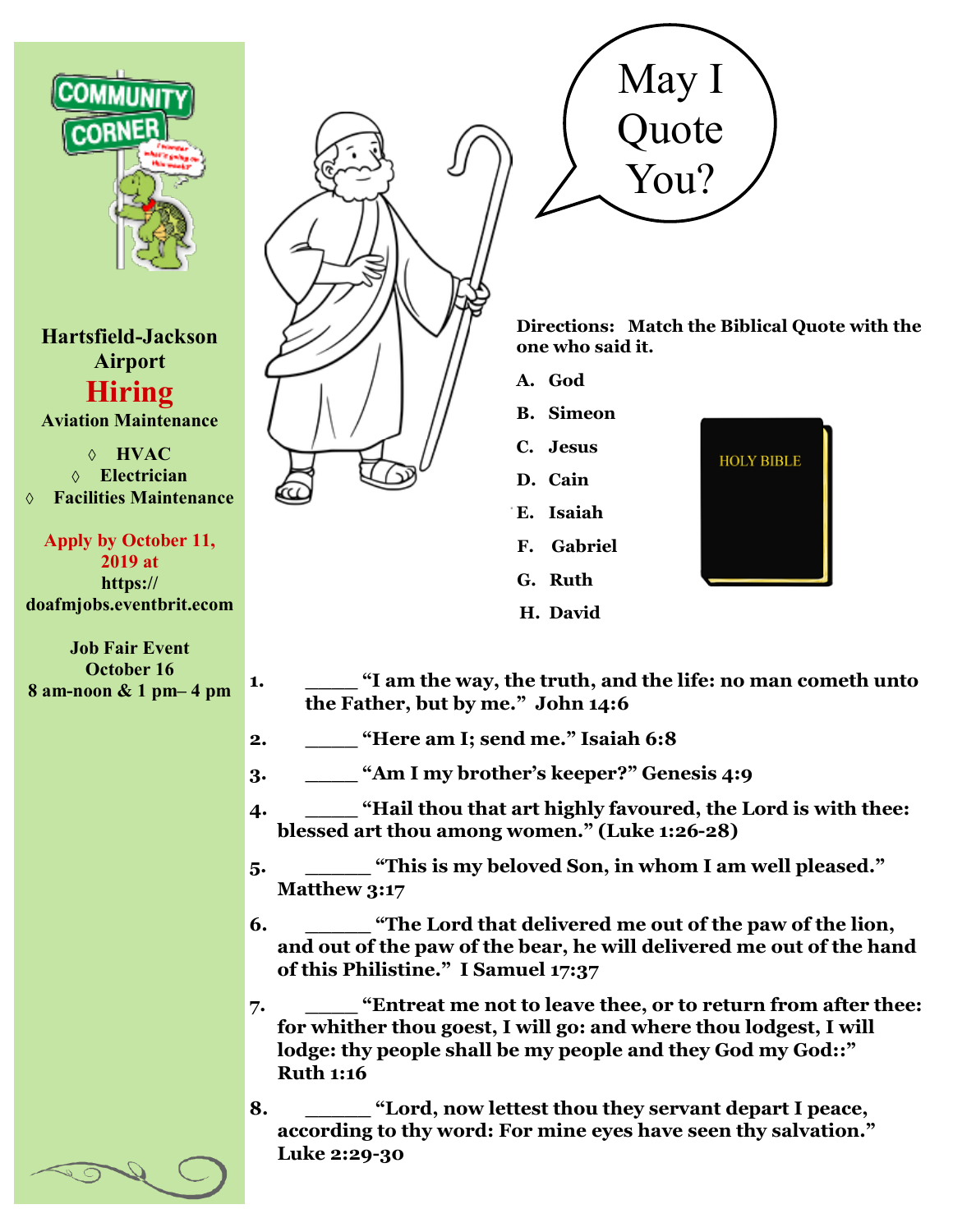## Community Corner

**Hartsfield-Jackson Airport**

**Hiring**

**Aviation Maintenance**

- ◊ HVAC
- ◊ Electrician
- ◊ Facilities Maintenance

**Apply by October 11, 2019 at https://doafmjobs.eventbrit.ecom**

**Job Fair Event**
**October 16**
**8 am-noon & 1 pm– 4 pm**

# May I Quote You?

**Directions: Match the Biblical Quote with the one who said it.**

- **A. God**
- **B. Simeon**
- **C. Jesus**
- **D. Cain**
- **E. Isaiah**
- **F. Gabriel**
- **G. Ruth**
- **H. David**

HOLY BIBLE

1. **_____ "I am the way, the truth, and the life: no man cometh unto the Father, but by me." John 14:6**
2. **_____ "Here am I; send me." Isaiah 6:8**
3. **_____ "Am I my brother's keeper?" Genesis 4:9**
4. **_____ "Hail thou that art highly favoured, the Lord is with thee: blessed art thou among women." (Luke 1:26-28)**
5. **______ "This is my beloved Son, in whom I am well pleased." Matthew 3:17**
6. **______ "The Lord that delivered me out of the paw of the lion, and out of the paw of the bear, he will delivered me out of the hand of this Philistine." I Samuel 17:37**
7. **_____ "Entreat me not to leave thee, or to return from after thee: for whither thou goest, I will go: and where thou lodgest, I will lodge: thy people shall be my people and they God my God::" Ruth 1:16**
8. **______ "Lord, now lettest thou they servant depart I peace, according to thy word: For mine eyes have seen thy salvation." Luke 2:29-30**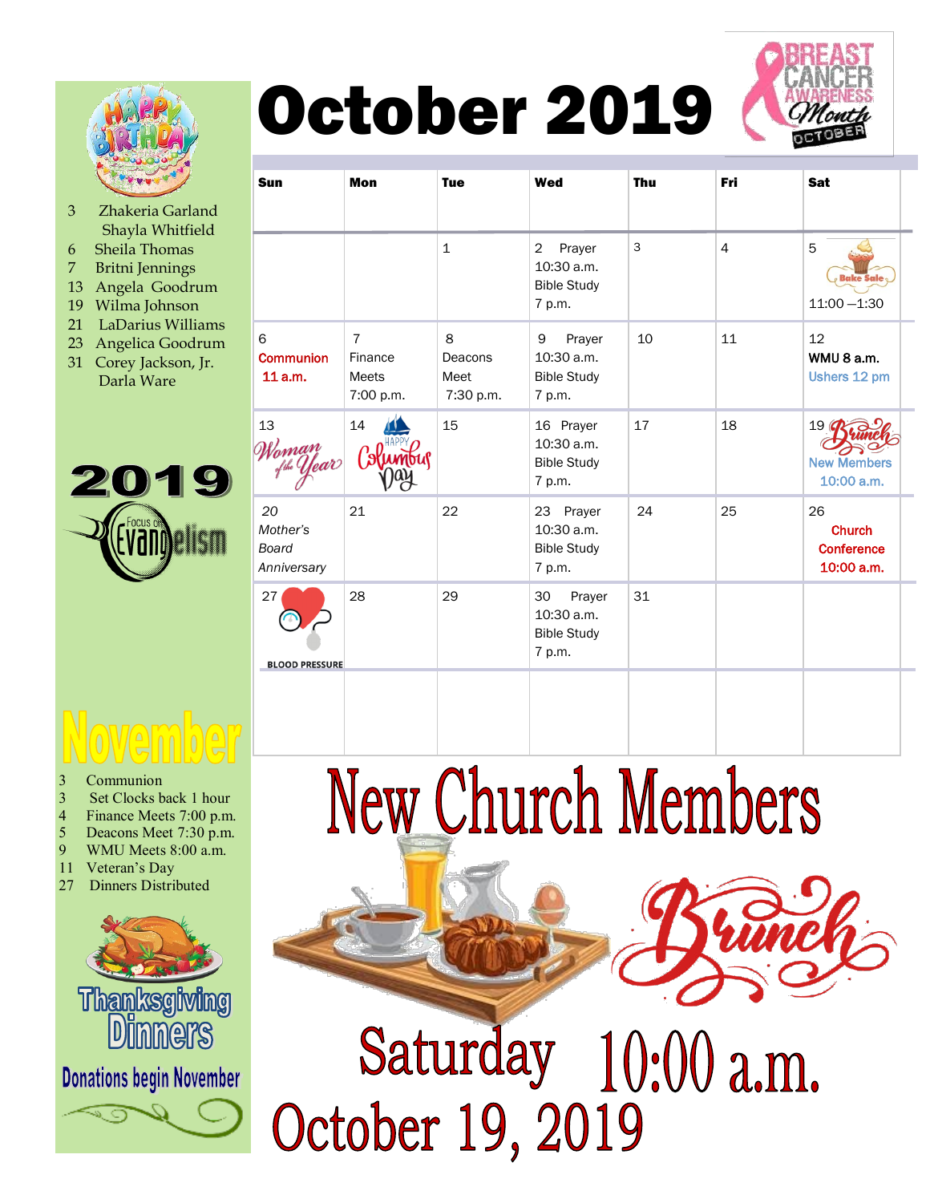# October 2019

BREAST CANCER AWARENESS Month OCTOBER

HAPPY BIRTHDAY

3 Zhakeria Garland
Shayla Whitfield
6 Sheila Thomas
7 Britni Jennings
13 Angela Goodrum
19 Wilma Johnson
21 LaDarius Williams
23 Angelica Goodrum
31 Corey Jackson, Jr.
Darla Ware

| Sun | Mon | Tue | Wed | Thu | Fri | Sat |
|---|---|---|---|---|---|---|
| | | 1 | 2 Prayer 10:30 a.m. Bible Study 7 p.m. | 3 | 4 | 5 Bake Sale 11:00 –1:30 |
| 6 **Communion 11 a.m.** | 7 Finance Meets 7:00 p.m. | 8 Deacons Meet 7:30 p.m. | 9 Prayer 10:30 a.m. Bible Study 7 p.m. | 10 | 11 | 12 **WMU 8 a.m.** Ushers 12 pm |
| 13 Woman of the Year | 14 Happy Columbus Day | 15 | 16 Prayer 10:30 a.m. Bible Study 7 p.m. | 17 | 18 | 19 Brunch New Members 10:00 a.m. |
| 20 *Mother's Board Anniversary* | 21 | 22 | 23 Prayer 10:30 a.m. Bible Study 7 p.m. | 24 | 25 | 26 **Church Conference 10:00 a.m.** |
| 27 BLOOD PRESSURE | 28 | 29 | 30 Prayer 10:30 a.m. Bible Study 7 p.m. | 31 | | |

2019 Focus on Evangelism

## November

3 Communion
3 Set Clocks back 1 hour
4 Finance Meets 7:00 p.m.
5 Deacons Meet 7:30 p.m.
9 WMU Meets 8:00 a.m.
11 Veteran's Day
27 Dinners Distributed

Thanksgiving Dinners

Donations begin November

# New Church Members

# Brunch

# Saturday 10:00 a.m.

# October 19, 2019